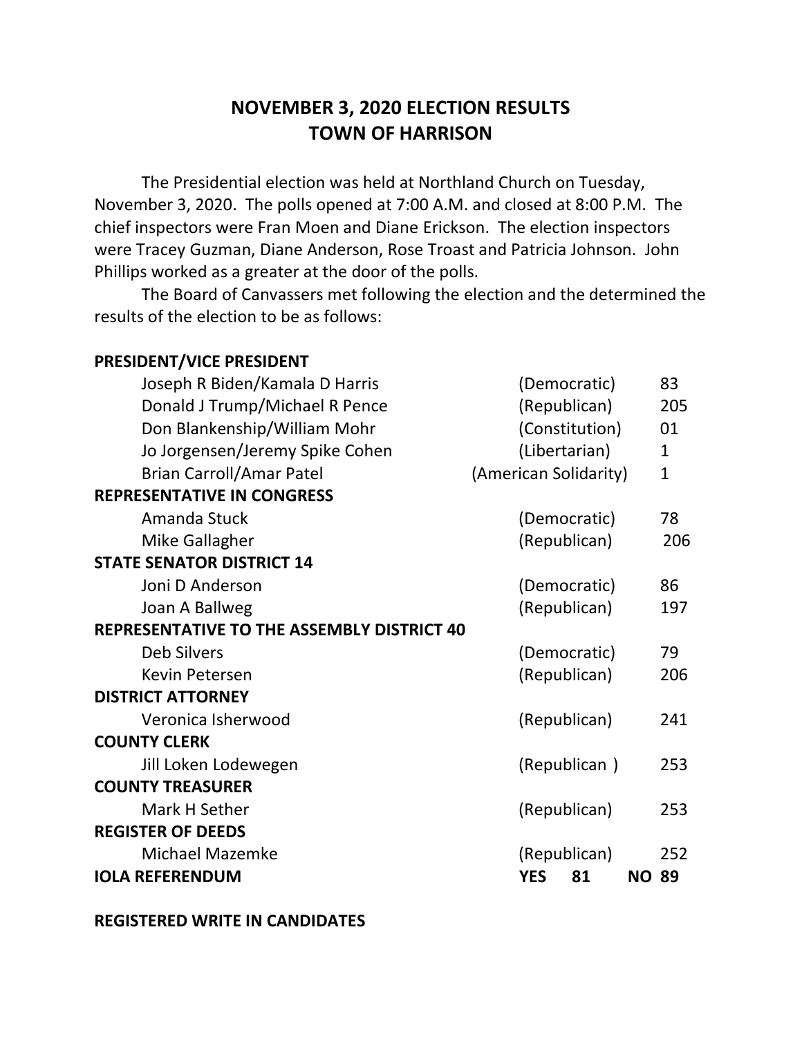# NOVEMBER 3, 2020 ELECTION RESULTS
# TOWN OF HARRISON

The Presidential election was held at Northland Church on Tuesday, November 3, 2020. The polls opened at 7:00 A.M. and closed at 8:00 P.M. The chief inspectors were Fran Moen and Diane Erickson. The election inspectors were Tracey Guzman, Diane Anderson, Rose Troast and Patricia Johnson. John Phillips worked as a greater at the door of the polls.

The Board of Canvassers met following the election and the determined the results of the election to be as follows:

| | | |
|---|---|---|
| **PRESIDENT/VICE PRESIDENT** | | |
| Joseph R Biden/Kamala D Harris | (Democratic) | 83 |
| Donald J Trump/Michael R Pence | (Republican) | 205 |
| Don Blankenship/William Mohr | (Constitution) | 01 |
| Jo Jorgensen/Jeremy Spike Cohen | (Libertarian) | 1 |
| Brian Carroll/Amar Patel | (American Solidarity) | 1 |
| **REPRESENTATIVE IN CONGRESS** | | |
| Amanda Stuck | (Democratic) | 78 |
| Mike Gallagher | (Republican) | 206 |
| **STATE SENATOR DISTRICT 14** | | |
| Joni D Anderson | (Democratic) | 86 |
| Joan A Ballweg | (Republican) | 197 |
| **REPRESENTATIVE TO THE ASSEMBLY DISTRICT 40** | | |
| Deb Silvers | (Democratic) | 79 |
| Kevin Petersen | (Republican) | 206 |
| **DISTRICT ATTORNEY** | | |
| Veronica Isherwood | (Republican) | 241 |
| **COUNTY CLERK** | | |
| Jill Loken Lodewegen | (Republican ) | 253 |
| **COUNTY TREASURER** | | |
| Mark H Sether | (Republican) | 253 |
| **REGISTER OF DEEDS** | | |
| Michael Mazemke | (Republican) | 252 |
| **IOLA REFERENDUM** | **YES 81** | **NO 89** |

**REGISTERED WRITE IN CANDIDATES**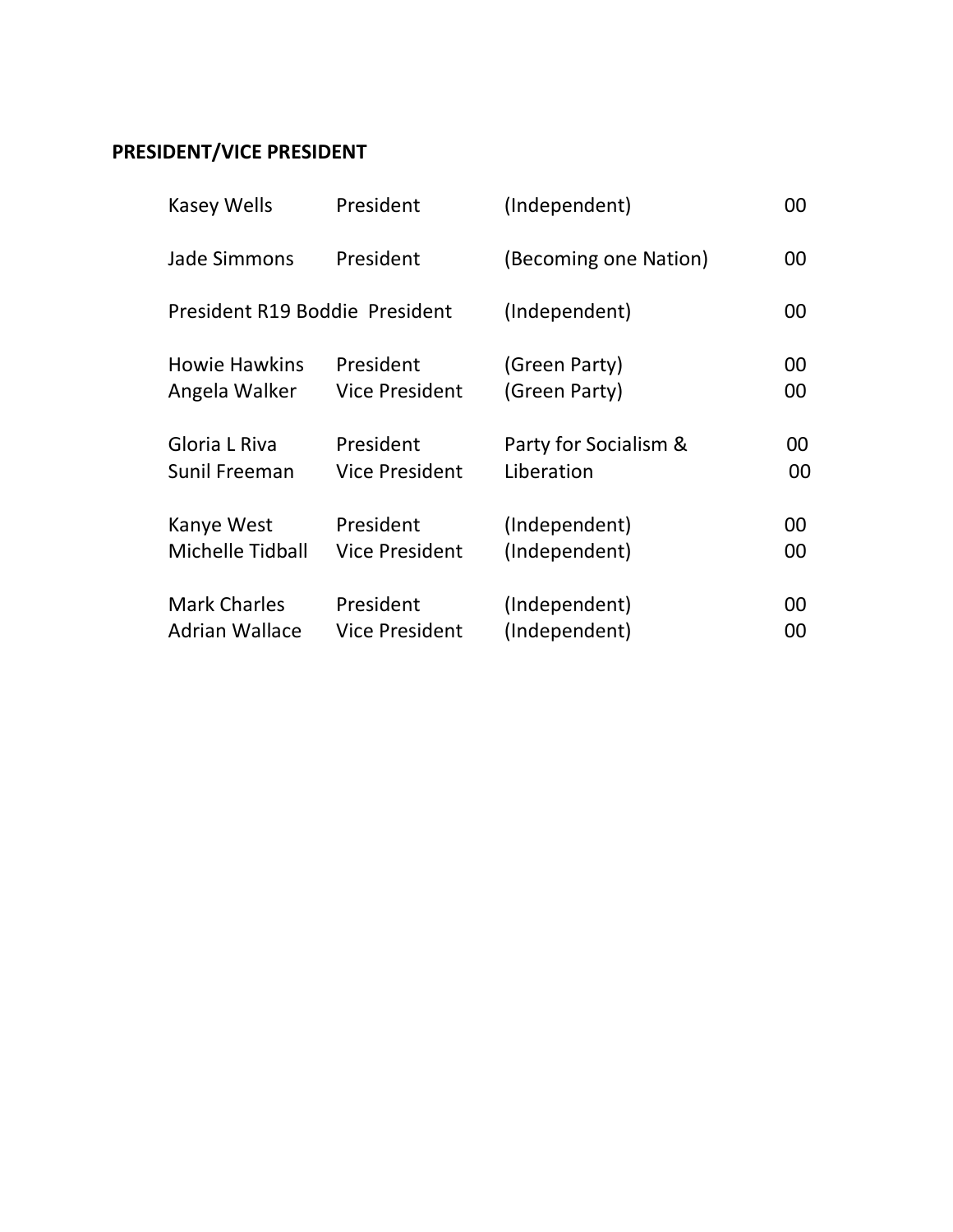**PRESIDENT/VICE PRESIDENT**

| | | | |
|---|---|---|---|
| Kasey Wells | President | (Independent) | 00 |
| Jade Simmons | President | (Becoming one Nation) | 00 |
| President R19 Boddie | President | (Independent) | 00 |
| Howie Hawkins | President | (Green Party) | 00 |
| Angela Walker | Vice President | (Green Party) | 00 |
| Gloria L Riva | President | Party for Socialism & | 00 |
| Sunil Freeman | Vice President | Liberation | 00 |
| Kanye West | President | (Independent) | 00 |
| Michelle Tidball | Vice President | (Independent) | 00 |
| Mark Charles | President | (Independent) | 00 |
| Adrian Wallace | Vice President | (Independent) | 00 |